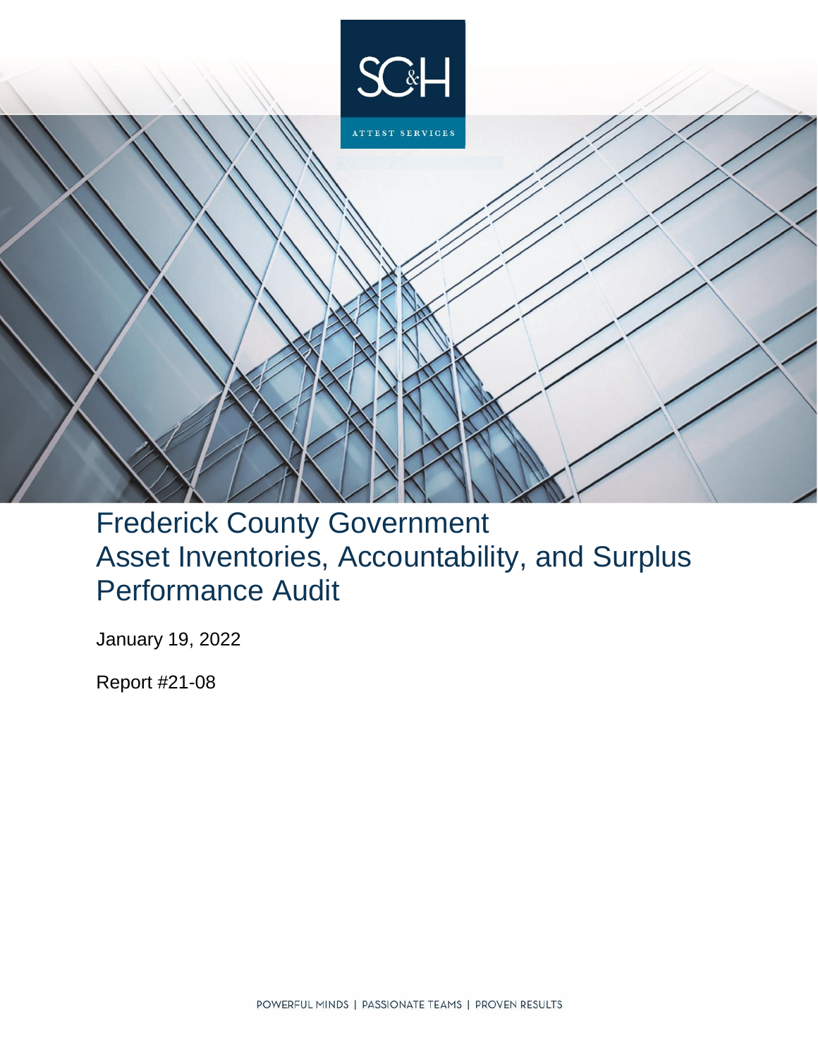SC&H

ATTEST SERVICES

# Frederick County Government Asset Inventories, Accountability, and Surplus Performance Audit

January 19, 2022

Report #21-08

POWERFUL MINDS | PASSIONATE TEAMS | PROVEN RESULTS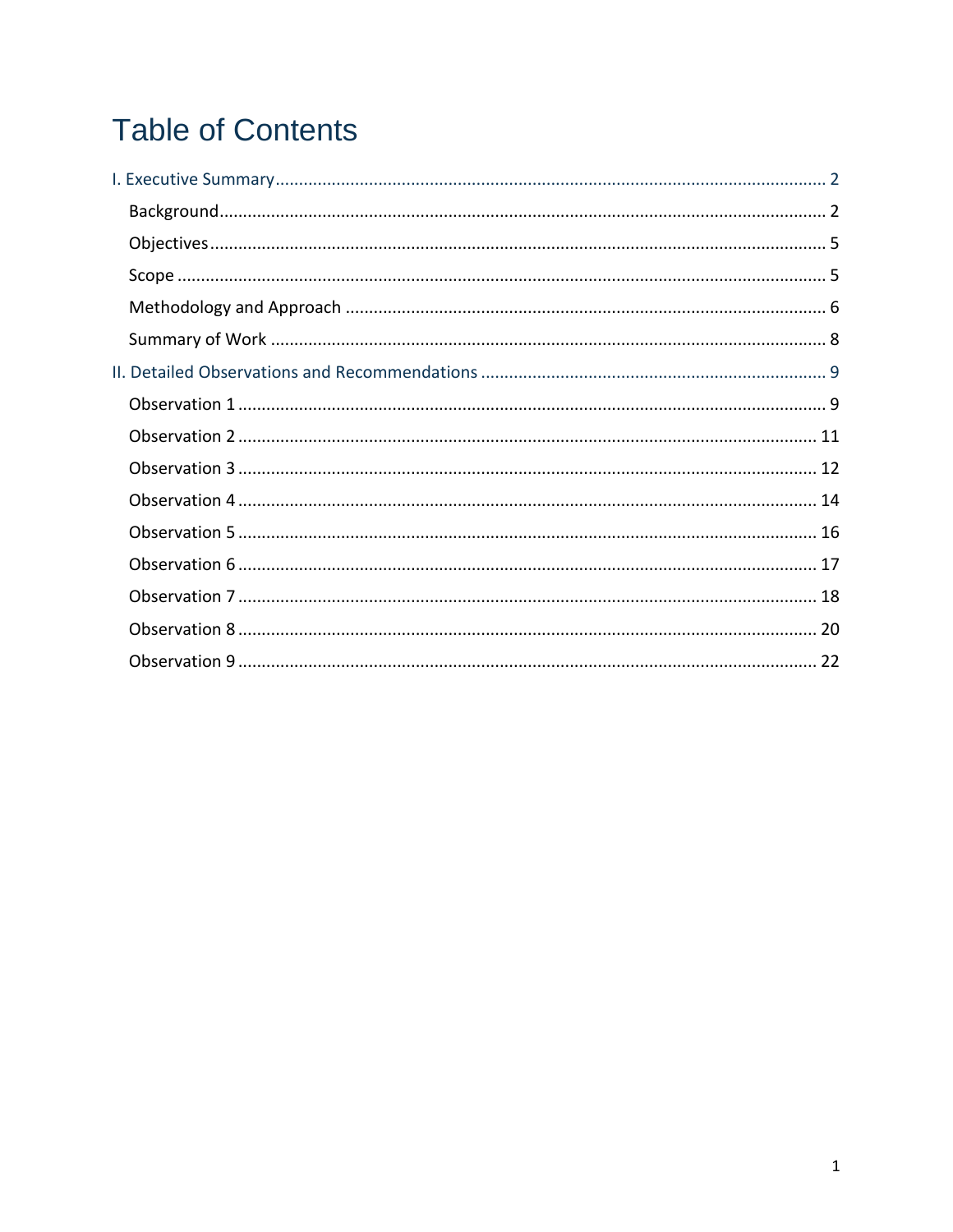# Table of Contents

I. Executive Summary .................................................. 2

- Background .................................................. 2
- Objectives .................................................. 5
- Scope .................................................. 5
- Methodology and Approach .................................................. 6
- Summary of Work .................................................. 8

II. Detailed Observations and Recommendations .................................................. 9

- Observation 1 .................................................. 9
- Observation 2 .................................................. 11
- Observation 3 .................................................. 12
- Observation 4 .................................................. 14
- Observation 5 .................................................. 16
- Observation 6 .................................................. 17
- Observation 7 .................................................. 18
- Observation 8 .................................................. 20
- Observation 9 .................................................. 22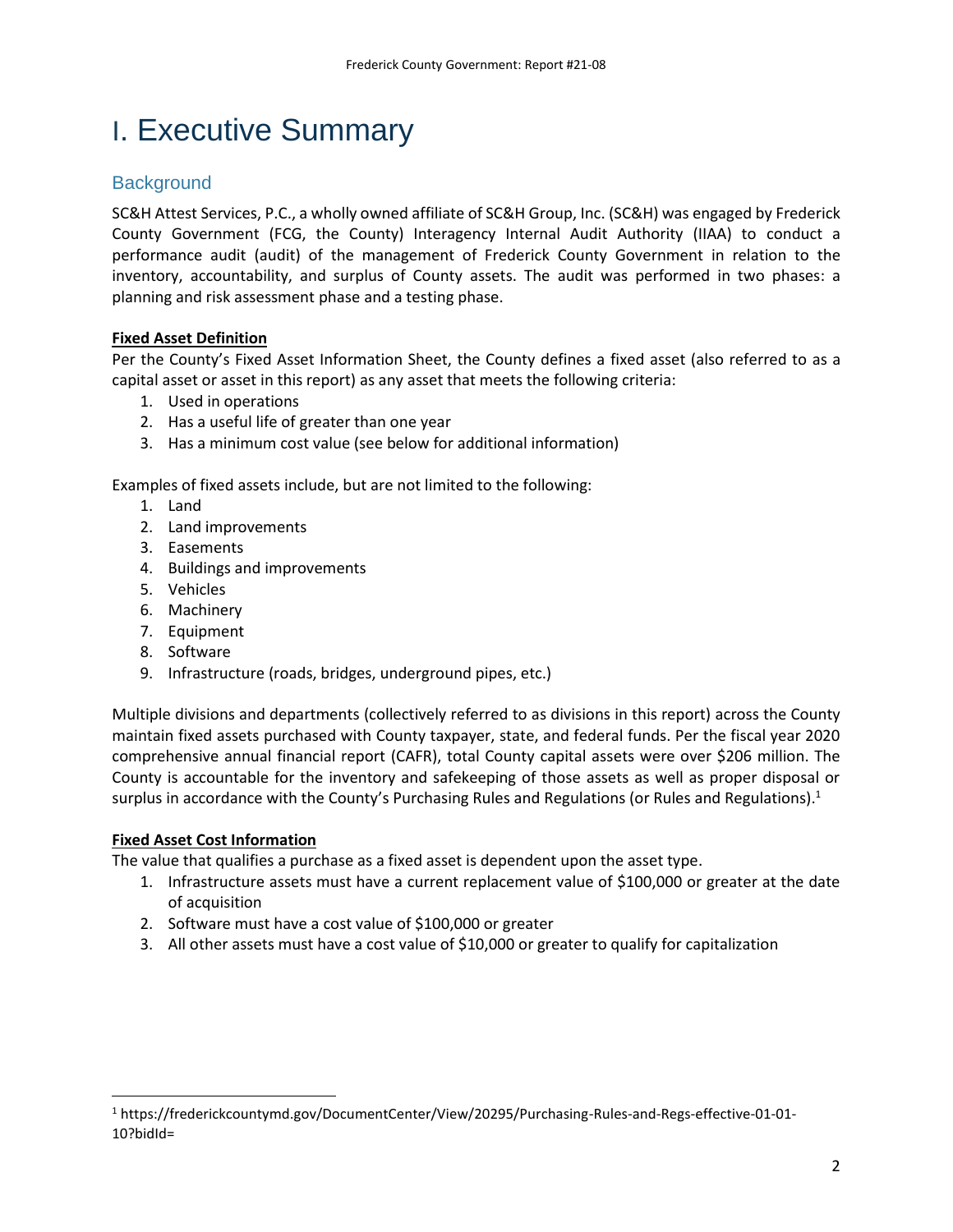# I. Executive Summary

## Background

SC&H Attest Services, P.C., a wholly owned affiliate of SC&H Group, Inc. (SC&H) was engaged by Frederick County Government (FCG, the County) Interagency Internal Audit Authority (IIAA) to conduct a performance audit (audit) of the management of Frederick County Government in relation to the inventory, accountability, and surplus of County assets. The audit was performed in two phases: a planning and risk assessment phase and a testing phase.

**Fixed Asset Definition**

Per the County's Fixed Asset Information Sheet, the County defines a fixed asset (also referred to as a capital asset or asset in this report) as any asset that meets the following criteria:

1. Used in operations
2. Has a useful life of greater than one year
3. Has a minimum cost value (see below for additional information)

Examples of fixed assets include, but are not limited to the following:

1. Land
2. Land improvements
3. Easements
4. Buildings and improvements
5. Vehicles
6. Machinery
7. Equipment
8. Software
9. Infrastructure (roads, bridges, underground pipes, etc.)

Multiple divisions and departments (collectively referred to as divisions in this report) across the County maintain fixed assets purchased with County taxpayer, state, and federal funds. Per the fiscal year 2020 comprehensive annual financial report (CAFR), total County capital assets were over $206 million. The County is accountable for the inventory and safekeeping of those assets as well as proper disposal or surplus in accordance with the County's Purchasing Rules and Regulations (or Rules and Regulations).[1]

**Fixed Asset Cost Information**

The value that qualifies a purchase as a fixed asset is dependent upon the asset type.

1. Infrastructure assets must have a current replacement value of $100,000 or greater at the date of acquisition
2. Software must have a cost value of $100,000 or greater
3. All other assets must have a cost value of $10,000 or greater to qualify for capitalization

[1] https://frederickcountymd.gov/DocumentCenter/View/20295/Purchasing-Rules-and-Regs-effective-01-01-10?bidId=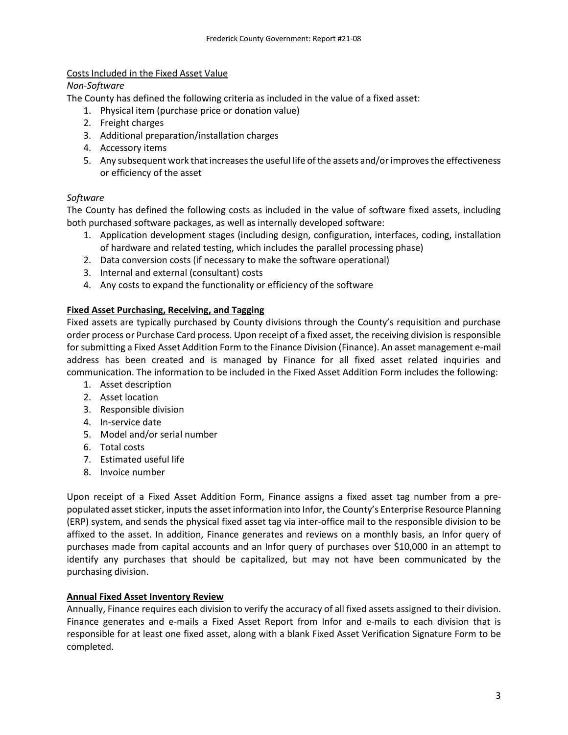<u>Costs Included in the Fixed Asset Value</u>

*Non-Software*

The County has defined the following criteria as included in the value of a fixed asset:

1. Physical item (purchase price or donation value)
2. Freight charges
3. Additional preparation/installation charges
4. Accessory items
5. Any subsequent work that increases the useful life of the assets and/or improves the effectiveness or efficiency of the asset

*Software*

The County has defined the following costs as included in the value of software fixed assets, including both purchased software packages, as well as internally developed software:

1. Application development stages (including design, configuration, interfaces, coding, installation of hardware and related testing, which includes the parallel processing phase)
2. Data conversion costs (if necessary to make the software operational)
3. Internal and external (consultant) costs
4. Any costs to expand the functionality or efficiency of the software

**Fixed Asset Purchasing, Receiving, and Tagging**

Fixed assets are typically purchased by County divisions through the County's requisition and purchase order process or Purchase Card process. Upon receipt of a fixed asset, the receiving division is responsible for submitting a Fixed Asset Addition Form to the Finance Division (Finance). An asset management e-mail address has been created and is managed by Finance for all fixed asset related inquiries and communication. The information to be included in the Fixed Asset Addition Form includes the following:

1. Asset description
2. Asset location
3. Responsible division
4. In-service date
5. Model and/or serial number
6. Total costs
7. Estimated useful life
8. Invoice number

Upon receipt of a Fixed Asset Addition Form, Finance assigns a fixed asset tag number from a pre-populated asset sticker, inputs the asset information into Infor, the County's Enterprise Resource Planning (ERP) system, and sends the physical fixed asset tag via inter-office mail to the responsible division to be affixed to the asset. In addition, Finance generates and reviews on a monthly basis, an Infor query of purchases made from capital accounts and an Infor query of purchases over $10,000 in an attempt to identify any purchases that should be capitalized, but may not have been communicated by the purchasing division.

**Annual Fixed Asset Inventory Review**

Annually, Finance requires each division to verify the accuracy of all fixed assets assigned to their division. Finance generates and e-mails a Fixed Asset Report from Infor and e-mails to each division that is responsible for at least one fixed asset, along with a blank Fixed Asset Verification Signature Form to be completed.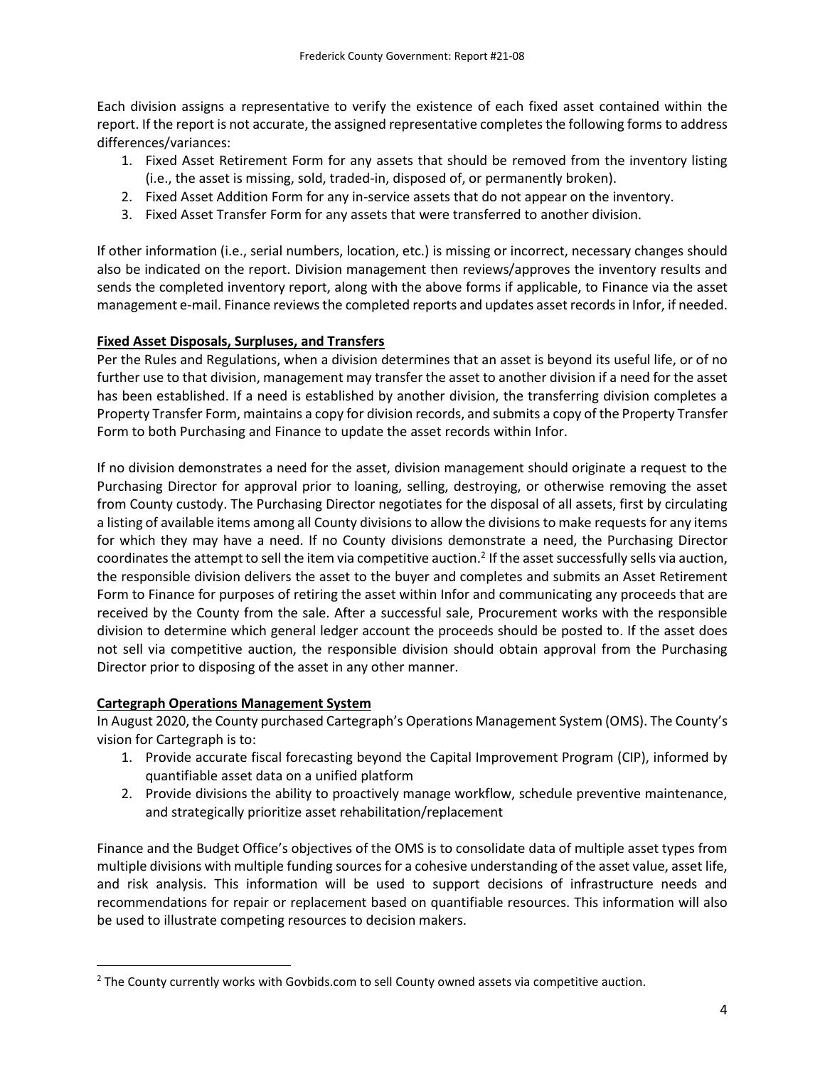Each division assigns a representative to verify the existence of each fixed asset contained within the report. If the report is not accurate, the assigned representative completes the following forms to address differences/variances:

1. Fixed Asset Retirement Form for any assets that should be removed from the inventory listing (i.e., the asset is missing, sold, traded-in, disposed of, or permanently broken).
2. Fixed Asset Addition Form for any in-service assets that do not appear on the inventory.
3. Fixed Asset Transfer Form for any assets that were transferred to another division.

If other information (i.e., serial numbers, location, etc.) is missing or incorrect, necessary changes should also be indicated on the report. Division management then reviews/approves the inventory results and sends the completed inventory report, along with the above forms if applicable, to Finance via the asset management e-mail. Finance reviews the completed reports and updates asset records in Infor, if needed.

**Fixed Asset Disposals, Surpluses, and Transfers**

Per the Rules and Regulations, when a division determines that an asset is beyond its useful life, or of no further use to that division, management may transfer the asset to another division if a need for the asset has been established. If a need is established by another division, the transferring division completes a Property Transfer Form, maintains a copy for division records, and submits a copy of the Property Transfer Form to both Purchasing and Finance to update the asset records within Infor.

If no division demonstrates a need for the asset, division management should originate a request to the Purchasing Director for approval prior to loaning, selling, destroying, or otherwise removing the asset from County custody. The Purchasing Director negotiates for the disposal of all assets, first by circulating a listing of available items among all County divisions to allow the divisions to make requests for any items for which they may have a need. If no County divisions demonstrate a need, the Purchasing Director coordinates the attempt to sell the item via competitive auction.[2] If the asset successfully sells via auction, the responsible division delivers the asset to the buyer and completes and submits an Asset Retirement Form to Finance for purposes of retiring the asset within Infor and communicating any proceeds that are received by the County from the sale. After a successful sale, Procurement works with the responsible division to determine which general ledger account the proceeds should be posted to. If the asset does not sell via competitive auction, the responsible division should obtain approval from the Purchasing Director prior to disposing of the asset in any other manner.

**Cartegraph Operations Management System**

In August 2020, the County purchased Cartegraph's Operations Management System (OMS). The County's vision for Cartegraph is to:

1. Provide accurate fiscal forecasting beyond the Capital Improvement Program (CIP), informed by quantifiable asset data on a unified platform
2. Provide divisions the ability to proactively manage workflow, schedule preventive maintenance, and strategically prioritize asset rehabilitation/replacement

Finance and the Budget Office's objectives of the OMS is to consolidate data of multiple asset types from multiple divisions with multiple funding sources for a cohesive understanding of the asset value, asset life, and risk analysis. This information will be used to support decisions of infrastructure needs and recommendations for repair or replacement based on quantifiable resources. This information will also be used to illustrate competing resources to decision makers.

[2] The County currently works with Govbids.com to sell County owned assets via competitive auction.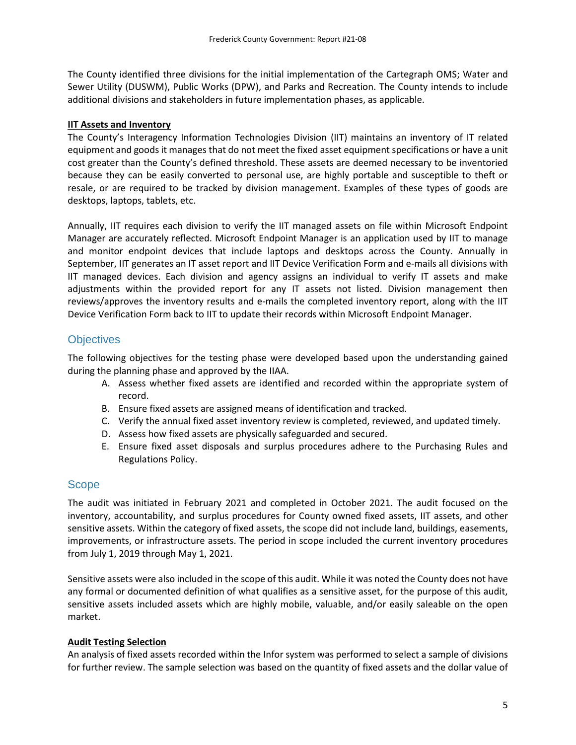The County identified three divisions for the initial implementation of the Cartegraph OMS; Water and Sewer Utility (DUSWM), Public Works (DPW), and Parks and Recreation. The County intends to include additional divisions and stakeholders in future implementation phases, as applicable.

**IIT Assets and Inventory**

The County's Interagency Information Technologies Division (IIT) maintains an inventory of IT related equipment and goods it manages that do not meet the fixed asset equipment specifications or have a unit cost greater than the County's defined threshold. These assets are deemed necessary to be inventoried because they can be easily converted to personal use, are highly portable and susceptible to theft or resale, or are required to be tracked by division management. Examples of these types of goods are desktops, laptops, tablets, etc.

Annually, IIT requires each division to verify the IIT managed assets on file within Microsoft Endpoint Manager are accurately reflected. Microsoft Endpoint Manager is an application used by IIT to manage and monitor endpoint devices that include laptops and desktops across the County. Annually in September, IIT generates an IT asset report and IIT Device Verification Form and e-mails all divisions with IIT managed devices. Each division and agency assigns an individual to verify IT assets and make adjustments within the provided report for any IT assets not listed. Division management then reviews/approves the inventory results and e-mails the completed inventory report, along with the IIT Device Verification Form back to IIT to update their records within Microsoft Endpoint Manager.

## Objectives

The following objectives for the testing phase were developed based upon the understanding gained during the planning phase and approved by the IIAA.

A. Assess whether fixed assets are identified and recorded within the appropriate system of record.
B. Ensure fixed assets are assigned means of identification and tracked.
C. Verify the annual fixed asset inventory review is completed, reviewed, and updated timely.
D. Assess how fixed assets are physically safeguarded and secured.
E. Ensure fixed asset disposals and surplus procedures adhere to the Purchasing Rules and Regulations Policy.

## Scope

The audit was initiated in February 2021 and completed in October 2021. The audit focused on the inventory, accountability, and surplus procedures for County owned fixed assets, IIT assets, and other sensitive assets. Within the category of fixed assets, the scope did not include land, buildings, easements, improvements, or infrastructure assets. The period in scope included the current inventory procedures from July 1, 2019 through May 1, 2021.

Sensitive assets were also included in the scope of this audit. While it was noted the County does not have any formal or documented definition of what qualifies as a sensitive asset, for the purpose of this audit, sensitive assets included assets which are highly mobile, valuable, and/or easily saleable on the open market.

**Audit Testing Selection**

An analysis of fixed assets recorded within the Infor system was performed to select a sample of divisions for further review. The sample selection was based on the quantity of fixed assets and the dollar value of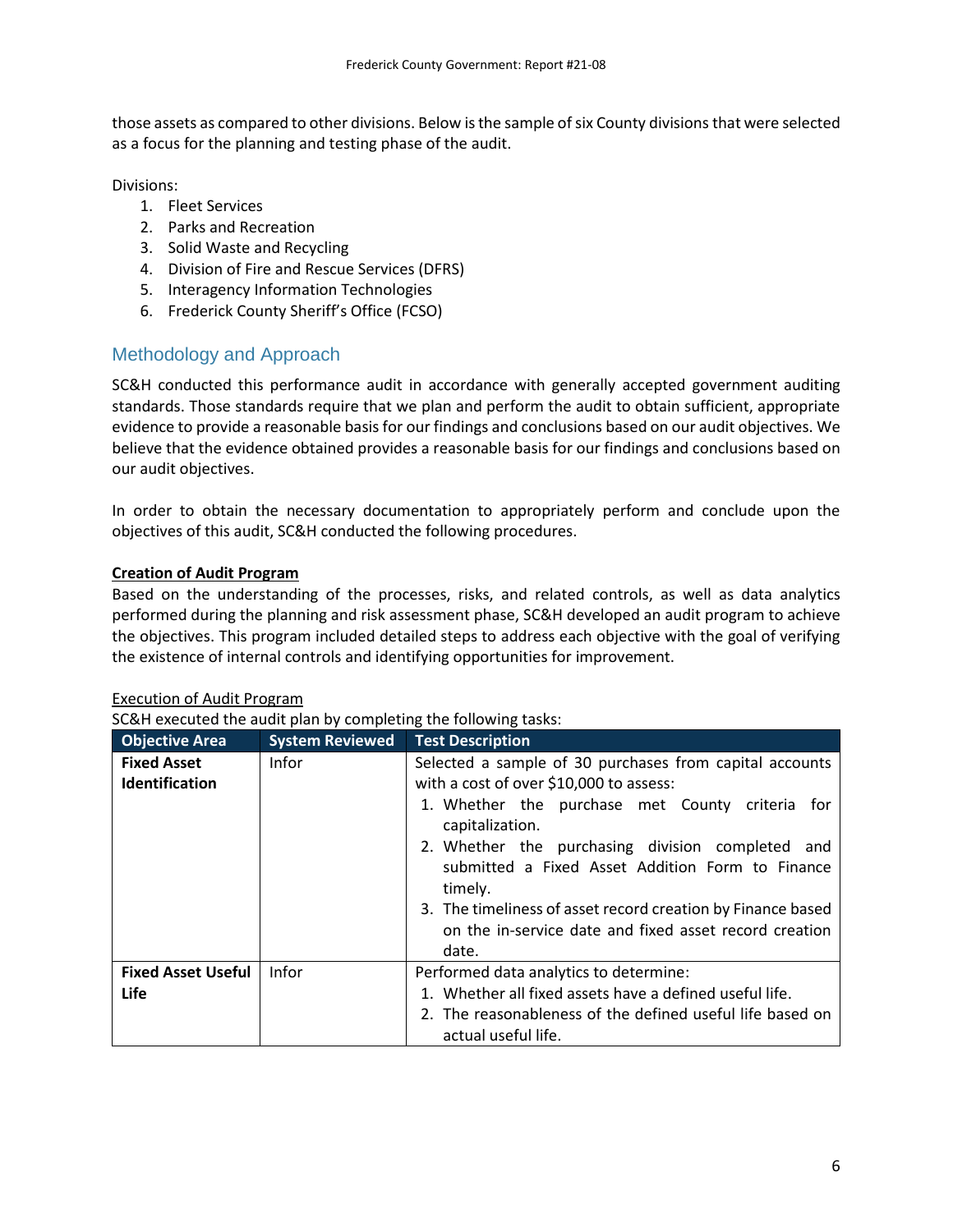those assets as compared to other divisions. Below is the sample of six County divisions that were selected as a focus for the planning and testing phase of the audit.

Divisions:

1. Fleet Services
2. Parks and Recreation
3. Solid Waste and Recycling
4. Division of Fire and Rescue Services (DFRS)
5. Interagency Information Technologies
6. Frederick County Sheriff's Office (FCSO)

## Methodology and Approach

SC&H conducted this performance audit in accordance with generally accepted government auditing standards. Those standards require that we plan and perform the audit to obtain sufficient, appropriate evidence to provide a reasonable basis for our findings and conclusions based on our audit objectives. We believe that the evidence obtained provides a reasonable basis for our findings and conclusions based on our audit objectives.

In order to obtain the necessary documentation to appropriately perform and conclude upon the objectives of this audit, SC&H conducted the following procedures.

**Creation of Audit Program**

Based on the understanding of the processes, risks, and related controls, as well as data analytics performed during the planning and risk assessment phase, SC&H developed an audit program to achieve the objectives. This program included detailed steps to address each objective with the goal of verifying the existence of internal controls and identifying opportunities for improvement.

Execution of Audit Program

SC&H executed the audit plan by completing the following tasks:

| Objective Area | System Reviewed | Test Description |
|---|---|---|
| **Fixed Asset Identification** | Infor | Selected a sample of 30 purchases from capital accounts with a cost of over $10,000 to assess:<br>1. Whether the purchase met County criteria for capitalization.<br>2. Whether the purchasing division completed and submitted a Fixed Asset Addition Form to Finance timely.<br>3. The timeliness of asset record creation by Finance based on the in-service date and fixed asset record creation date. |
| **Fixed Asset Useful Life** | Infor | Performed data analytics to determine:<br>1. Whether all fixed assets have a defined useful life.<br>2. The reasonableness of the defined useful life based on actual useful life. |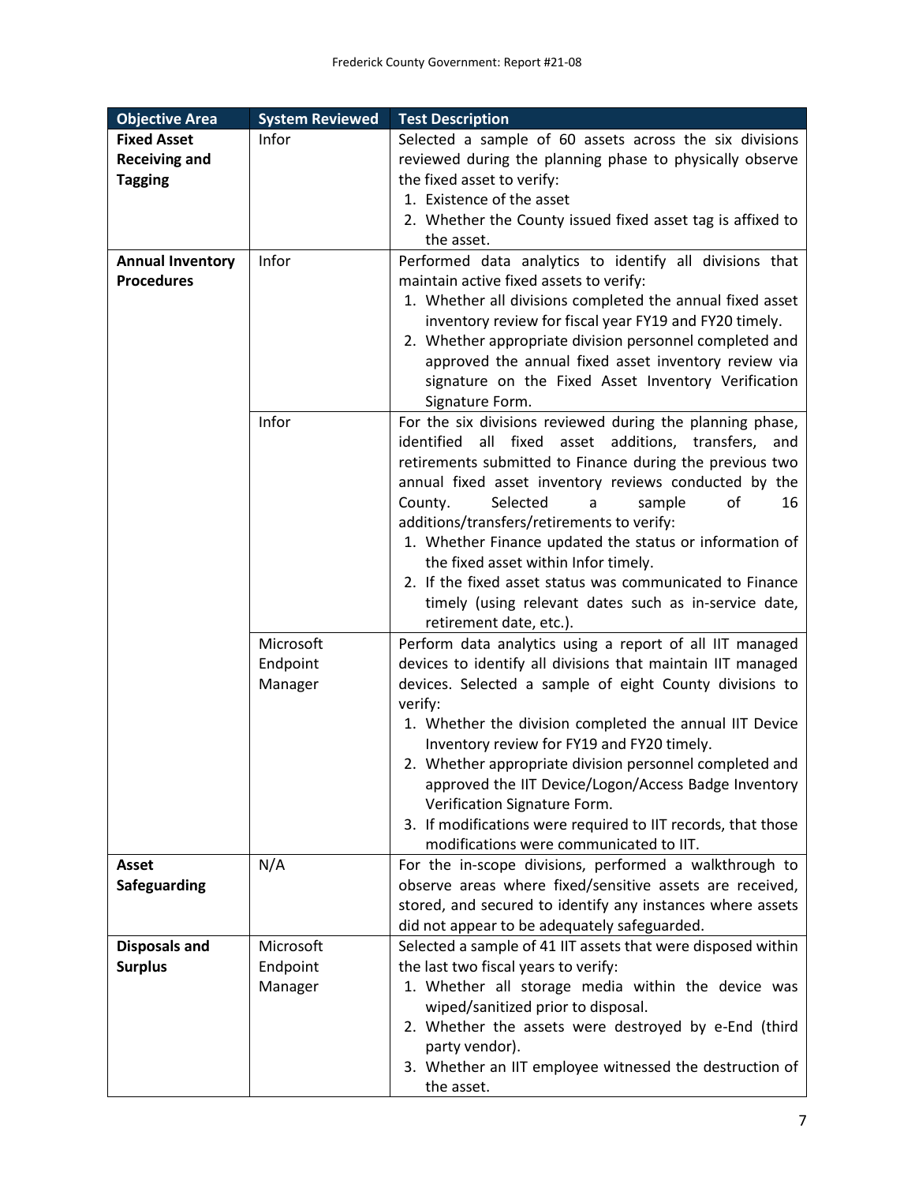| Objective Area | System Reviewed | Test Description |
|---|---|---|
| **Fixed Asset Receiving and Tagging** | Infor | Selected a sample of 60 assets across the six divisions reviewed during the planning phase to physically observe the fixed asset to verify:<br>1. Existence of the asset<br>2. Whether the County issued fixed asset tag is affixed to the asset. |
| **Annual Inventory Procedures** | Infor | Performed data analytics to identify all divisions that maintain active fixed assets to verify:<br>1. Whether all divisions completed the annual fixed asset inventory review for fiscal year FY19 and FY20 timely.<br>2. Whether appropriate division personnel completed and approved the annual fixed asset inventory review via signature on the Fixed Asset Inventory Verification Signature Form. |
| | Infor | For the six divisions reviewed during the planning phase, identified all fixed asset additions, transfers, and retirements submitted to Finance during the previous two annual fixed asset inventory reviews conducted by the County. Selected a sample of 16 additions/transfers/retirements to verify:<br>1. Whether Finance updated the status or information of the fixed asset within Infor timely.<br>2. If the fixed asset status was communicated to Finance timely (using relevant dates such as in-service date, retirement date, etc.). |
| | Microsoft Endpoint Manager | Perform data analytics using a report of all IIT managed devices to identify all divisions that maintain IIT managed devices. Selected a sample of eight County divisions to verify:<br>1. Whether the division completed the annual IIT Device Inventory review for FY19 and FY20 timely.<br>2. Whether appropriate division personnel completed and approved the IIT Device/Logon/Access Badge Inventory Verification Signature Form.<br>3. If modifications were required to IIT records, that those modifications were communicated to IIT. |
| **Asset Safeguarding** | N/A | For the in-scope divisions, performed a walkthrough to observe areas where fixed/sensitive assets are received, stored, and secured to identify any instances where assets did not appear to be adequately safeguarded. |
| **Disposals and Surplus** | Microsoft Endpoint Manager | Selected a sample of 41 IIT assets that were disposed within the last two fiscal years to verify:<br>1. Whether all storage media within the device was wiped/sanitized prior to disposal.<br>2. Whether the assets were destroyed by e-End (third party vendor).<br>3. Whether an IIT employee witnessed the destruction of the asset. |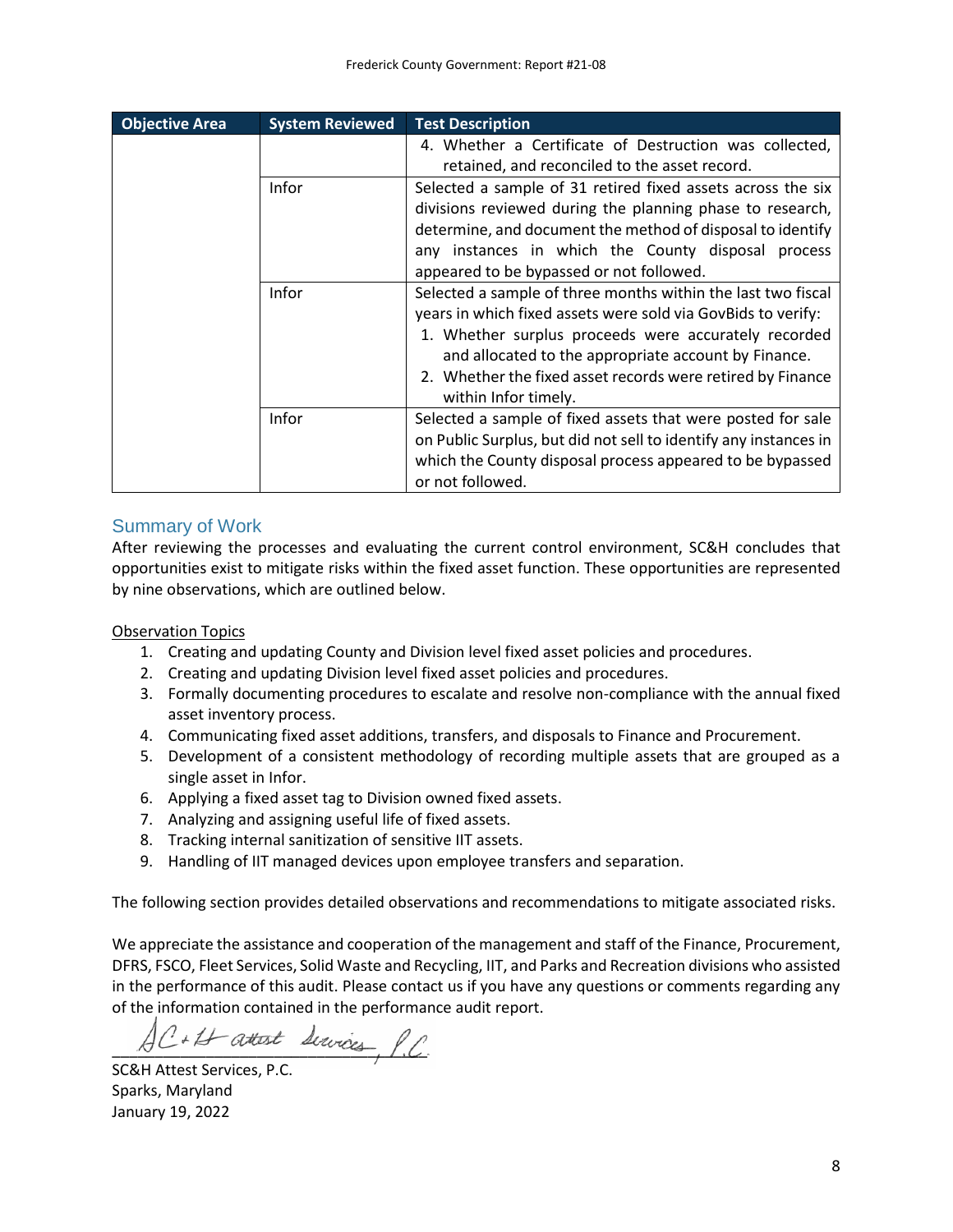| Objective Area | System Reviewed | Test Description |
|---|---|---|
| | | 4. Whether a Certificate of Destruction was collected, retained, and reconciled to the asset record. |
| | Infor | Selected a sample of 31 retired fixed assets across the six divisions reviewed during the planning phase to research, determine, and document the method of disposal to identify any instances in which the County disposal process appeared to be bypassed or not followed. |
| | Infor | Selected a sample of three months within the last two fiscal years in which fixed assets were sold via GovBids to verify:<br>1. Whether surplus proceeds were accurately recorded and allocated to the appropriate account by Finance.<br>2. Whether the fixed asset records were retired by Finance within Infor timely. |
| | Infor | Selected a sample of fixed assets that were posted for sale on Public Surplus, but did not sell to identify any instances in which the County disposal process appeared to be bypassed or not followed. |

## Summary of Work

After reviewing the processes and evaluating the current control environment, SC&H concludes that opportunities exist to mitigate risks within the fixed asset function. These opportunities are represented by nine observations, which are outlined below.

Observation Topics

1. Creating and updating County and Division level fixed asset policies and procedures.
2. Creating and updating Division level fixed asset policies and procedures.
3. Formally documenting procedures to escalate and resolve non-compliance with the annual fixed asset inventory process.
4. Communicating fixed asset additions, transfers, and disposals to Finance and Procurement.
5. Development of a consistent methodology of recording multiple assets that are grouped as a single asset in Infor.
6. Applying a fixed asset tag to Division owned fixed assets.
7. Analyzing and assigning useful life of fixed assets.
8. Tracking internal sanitization of sensitive IIT assets.
9. Handling of IIT managed devices upon employee transfers and separation.

The following section provides detailed observations and recommendations to mitigate associated risks.

We appreciate the assistance and cooperation of the management and staff of the Finance, Procurement, DFRS, FSCO, Fleet Services, Solid Waste and Recycling, IIT, and Parks and Recreation divisions who assisted in the performance of this audit. Please contact us if you have any questions or comments regarding any of the information contained in the performance audit report.

SC&H Attest Services, P.C.

SC&H Attest Services, P.C.
Sparks, Maryland
January 19, 2022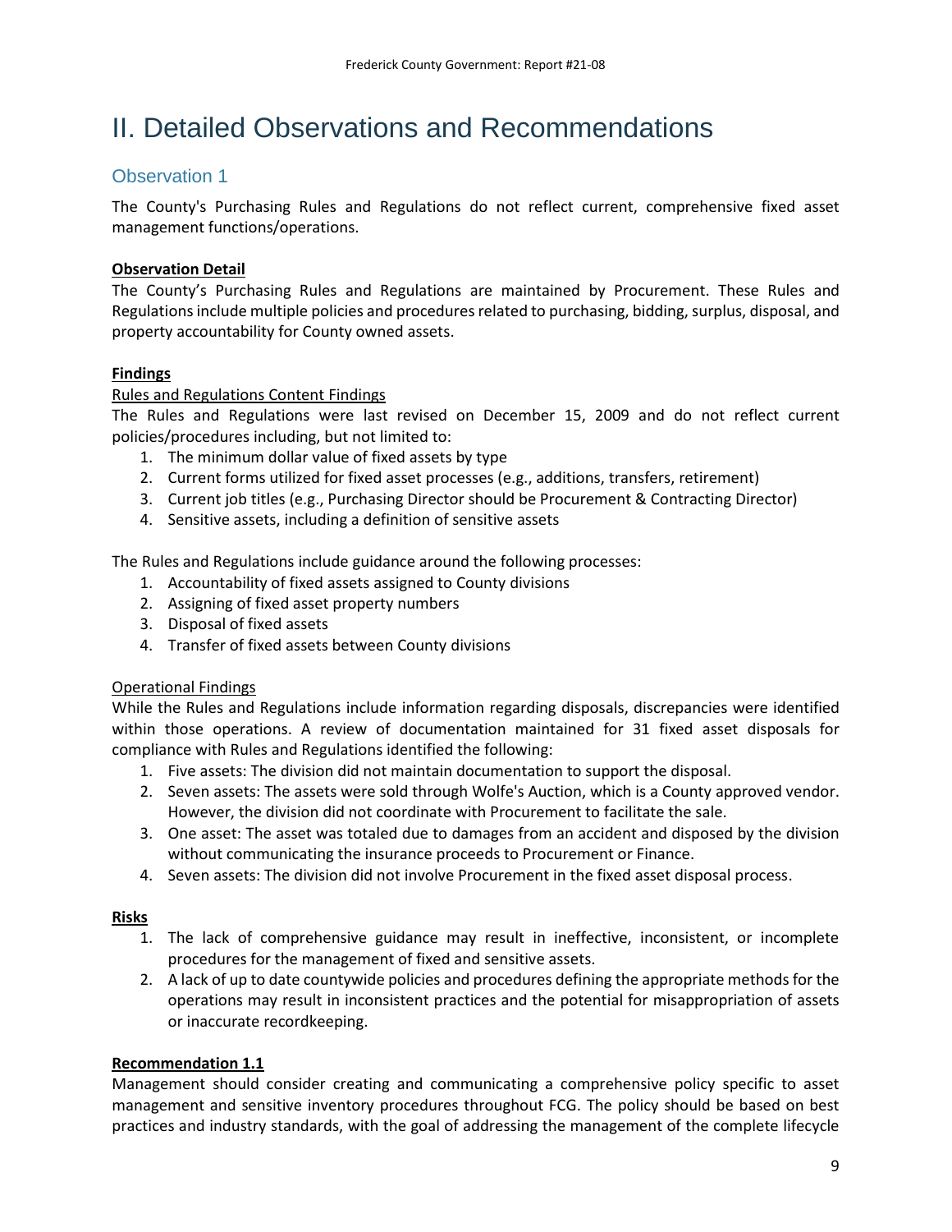# II. Detailed Observations and Recommendations

## Observation 1

The County's Purchasing Rules and Regulations do not reflect current, comprehensive fixed asset management functions/operations.

**Observation Detail**

The County's Purchasing Rules and Regulations are maintained by Procurement. These Rules and Regulations include multiple policies and procedures related to purchasing, bidding, surplus, disposal, and property accountability for County owned assets.

**Findings**

Rules and Regulations Content Findings

The Rules and Regulations were last revised on December 15, 2009 and do not reflect current policies/procedures including, but not limited to:

1. The minimum dollar value of fixed assets by type
2. Current forms utilized for fixed asset processes (e.g., additions, transfers, retirement)
3. Current job titles (e.g., Purchasing Director should be Procurement & Contracting Director)
4. Sensitive assets, including a definition of sensitive assets

The Rules and Regulations include guidance around the following processes:

1. Accountability of fixed assets assigned to County divisions
2. Assigning of fixed asset property numbers
3. Disposal of fixed assets
4. Transfer of fixed assets between County divisions

Operational Findings

While the Rules and Regulations include information regarding disposals, discrepancies were identified within those operations. A review of documentation maintained for 31 fixed asset disposals for compliance with Rules and Regulations identified the following:

1. Five assets: The division did not maintain documentation to support the disposal.
2. Seven assets: The assets were sold through Wolfe's Auction, which is a County approved vendor. However, the division did not coordinate with Procurement to facilitate the sale.
3. One asset: The asset was totaled due to damages from an accident and disposed by the division without communicating the insurance proceeds to Procurement or Finance.
4. Seven assets: The division did not involve Procurement in the fixed asset disposal process.

**Risks**

1. The lack of comprehensive guidance may result in ineffective, inconsistent, or incomplete procedures for the management of fixed and sensitive assets.
2. A lack of up to date countywide policies and procedures defining the appropriate methods for the operations may result in inconsistent practices and the potential for misappropriation of assets or inaccurate recordkeeping.

**Recommendation 1.1**

Management should consider creating and communicating a comprehensive policy specific to asset management and sensitive inventory procedures throughout FCG. The policy should be based on best practices and industry standards, with the goal of addressing the management of the complete lifecycle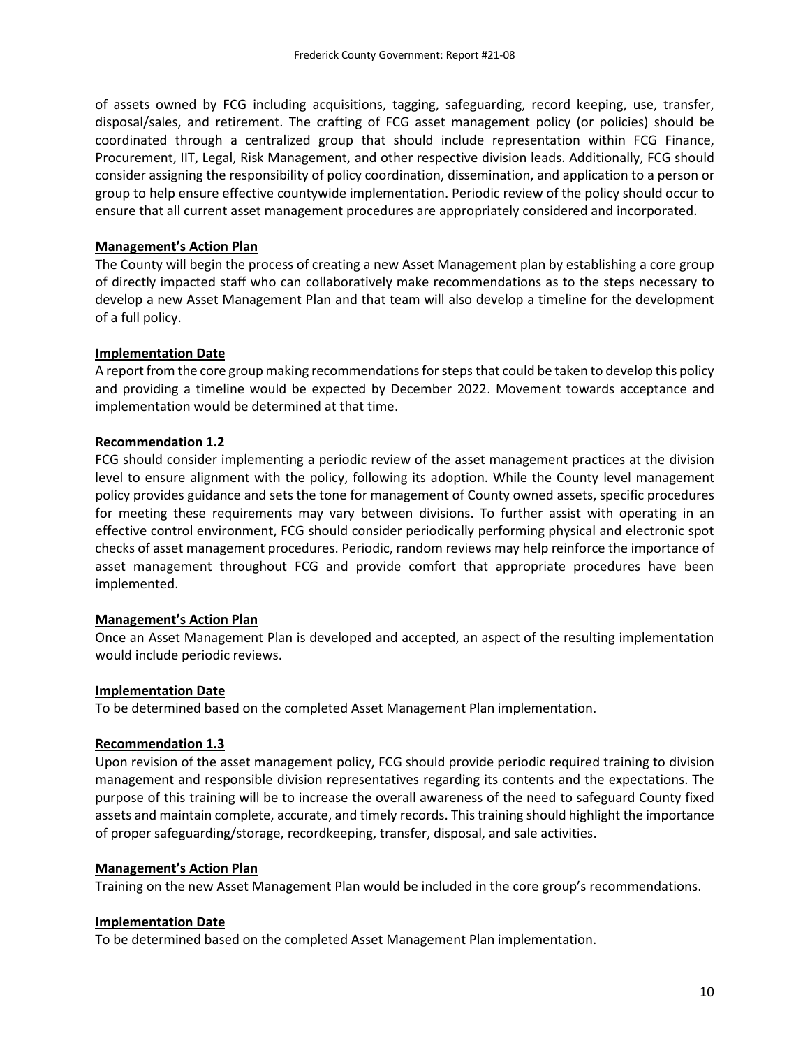of assets owned by FCG including acquisitions, tagging, safeguarding, record keeping, use, transfer, disposal/sales, and retirement. The crafting of FCG asset management policy (or policies) should be coordinated through a centralized group that should include representation within FCG Finance, Procurement, IIT, Legal, Risk Management, and other respective division leads. Additionally, FCG should consider assigning the responsibility of policy coordination, dissemination, and application to a person or group to help ensure effective countywide implementation. Periodic review of the policy should occur to ensure that all current asset management procedures are appropriately considered and incorporated.

**Management's Action Plan**

The County will begin the process of creating a new Asset Management plan by establishing a core group of directly impacted staff who can collaboratively make recommendations as to the steps necessary to develop a new Asset Management Plan and that team will also develop a timeline for the development of a full policy.

**Implementation Date**

A report from the core group making recommendations for steps that could be taken to develop this policy and providing a timeline would be expected by December 2022. Movement towards acceptance and implementation would be determined at that time.

**Recommendation 1.2**

FCG should consider implementing a periodic review of the asset management practices at the division level to ensure alignment with the policy, following its adoption. While the County level management policy provides guidance and sets the tone for management of County owned assets, specific procedures for meeting these requirements may vary between divisions. To further assist with operating in an effective control environment, FCG should consider periodically performing physical and electronic spot checks of asset management procedures. Periodic, random reviews may help reinforce the importance of asset management throughout FCG and provide comfort that appropriate procedures have been implemented.

**Management's Action Plan**

Once an Asset Management Plan is developed and accepted, an aspect of the resulting implementation would include periodic reviews.

**Implementation Date**

To be determined based on the completed Asset Management Plan implementation.

**Recommendation 1.3**

Upon revision of the asset management policy, FCG should provide periodic required training to division management and responsible division representatives regarding its contents and the expectations. The purpose of this training will be to increase the overall awareness of the need to safeguard County fixed assets and maintain complete, accurate, and timely records. This training should highlight the importance of proper safeguarding/storage, recordkeeping, transfer, disposal, and sale activities.

**Management's Action Plan**

Training on the new Asset Management Plan would be included in the core group's recommendations.

**Implementation Date**

To be determined based on the completed Asset Management Plan implementation.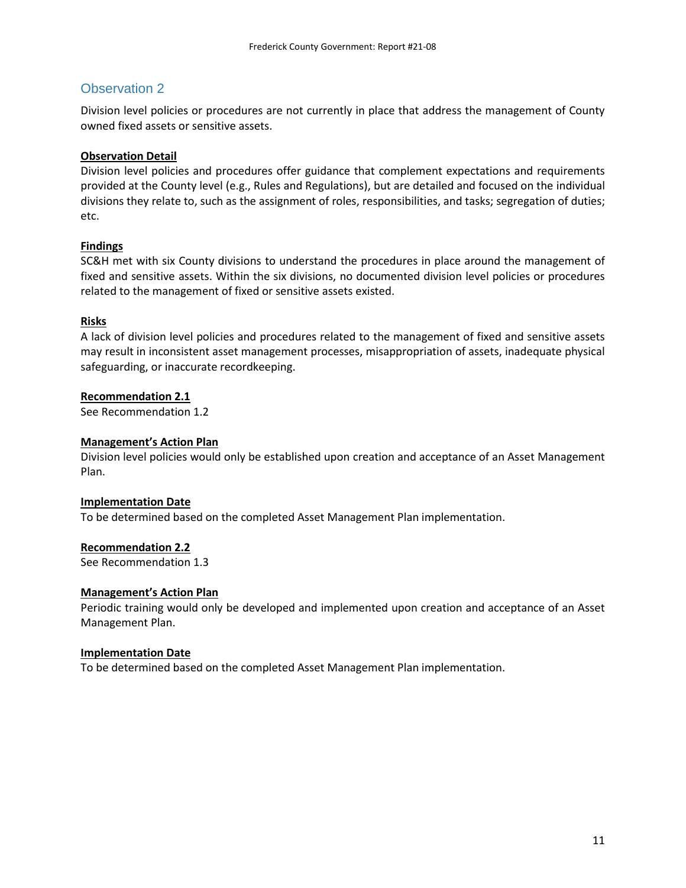## Observation 2

Division level policies or procedures are not currently in place that address the management of County owned fixed assets or sensitive assets.

**Observation Detail**

Division level policies and procedures offer guidance that complement expectations and requirements provided at the County level (e.g., Rules and Regulations), but are detailed and focused on the individual divisions they relate to, such as the assignment of roles, responsibilities, and tasks; segregation of duties; etc.

**Findings**

SC&H met with six County divisions to understand the procedures in place around the management of fixed and sensitive assets. Within the six divisions, no documented division level policies or procedures related to the management of fixed or sensitive assets existed.

**Risks**

A lack of division level policies and procedures related to the management of fixed and sensitive assets may result in inconsistent asset management processes, misappropriation of assets, inadequate physical safeguarding, or inaccurate recordkeeping.

**Recommendation 2.1**

See Recommendation 1.2

**Management's Action Plan**

Division level policies would only be established upon creation and acceptance of an Asset Management Plan.

**Implementation Date**

To be determined based on the completed Asset Management Plan implementation.

**Recommendation 2.2**

See Recommendation 1.3

**Management's Action Plan**

Periodic training would only be developed and implemented upon creation and acceptance of an Asset Management Plan.

**Implementation Date**

To be determined based on the completed Asset Management Plan implementation.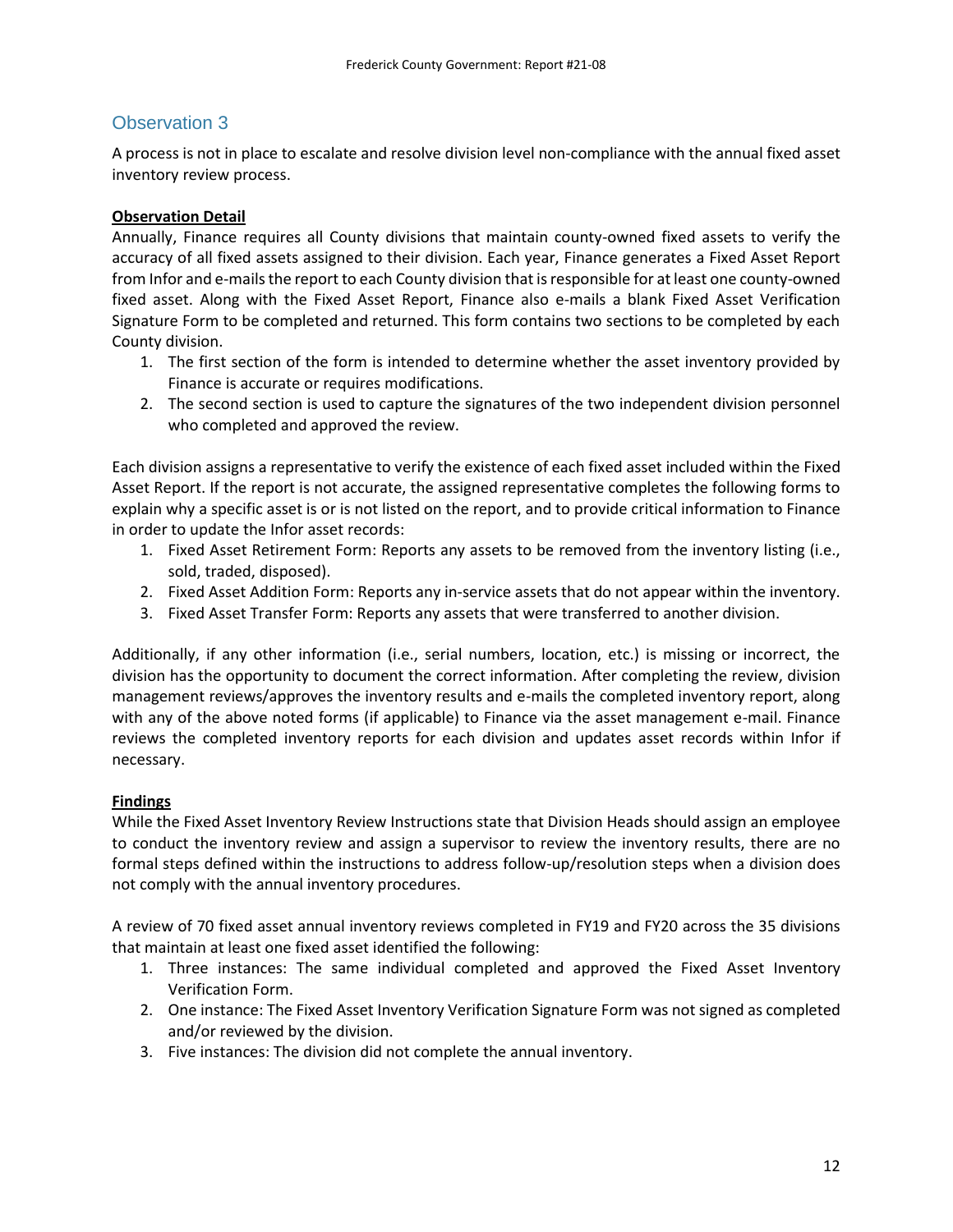## Observation 3

A process is not in place to escalate and resolve division level non-compliance with the annual fixed asset inventory review process.

**Observation Detail**

Annually, Finance requires all County divisions that maintain county-owned fixed assets to verify the accuracy of all fixed assets assigned to their division. Each year, Finance generates a Fixed Asset Report from Infor and e-mails the report to each County division that is responsible for at least one county-owned fixed asset. Along with the Fixed Asset Report, Finance also e-mails a blank Fixed Asset Verification Signature Form to be completed and returned. This form contains two sections to be completed by each County division.

1. The first section of the form is intended to determine whether the asset inventory provided by Finance is accurate or requires modifications.
2. The second section is used to capture the signatures of the two independent division personnel who completed and approved the review.

Each division assigns a representative to verify the existence of each fixed asset included within the Fixed Asset Report. If the report is not accurate, the assigned representative completes the following forms to explain why a specific asset is or is not listed on the report, and to provide critical information to Finance in order to update the Infor asset records:

1. Fixed Asset Retirement Form: Reports any assets to be removed from the inventory listing (i.e., sold, traded, disposed).
2. Fixed Asset Addition Form: Reports any in-service assets that do not appear within the inventory.
3. Fixed Asset Transfer Form: Reports any assets that were transferred to another division.

Additionally, if any other information (i.e., serial numbers, location, etc.) is missing or incorrect, the division has the opportunity to document the correct information. After completing the review, division management reviews/approves the inventory results and e-mails the completed inventory report, along with any of the above noted forms (if applicable) to Finance via the asset management e-mail. Finance reviews the completed inventory reports for each division and updates asset records within Infor if necessary.

**Findings**

While the Fixed Asset Inventory Review Instructions state that Division Heads should assign an employee to conduct the inventory review and assign a supervisor to review the inventory results, there are no formal steps defined within the instructions to address follow-up/resolution steps when a division does not comply with the annual inventory procedures.

A review of 70 fixed asset annual inventory reviews completed in FY19 and FY20 across the 35 divisions that maintain at least one fixed asset identified the following:

1. Three instances: The same individual completed and approved the Fixed Asset Inventory Verification Form.
2. One instance: The Fixed Asset Inventory Verification Signature Form was not signed as completed and/or reviewed by the division.
3. Five instances: The division did not complete the annual inventory.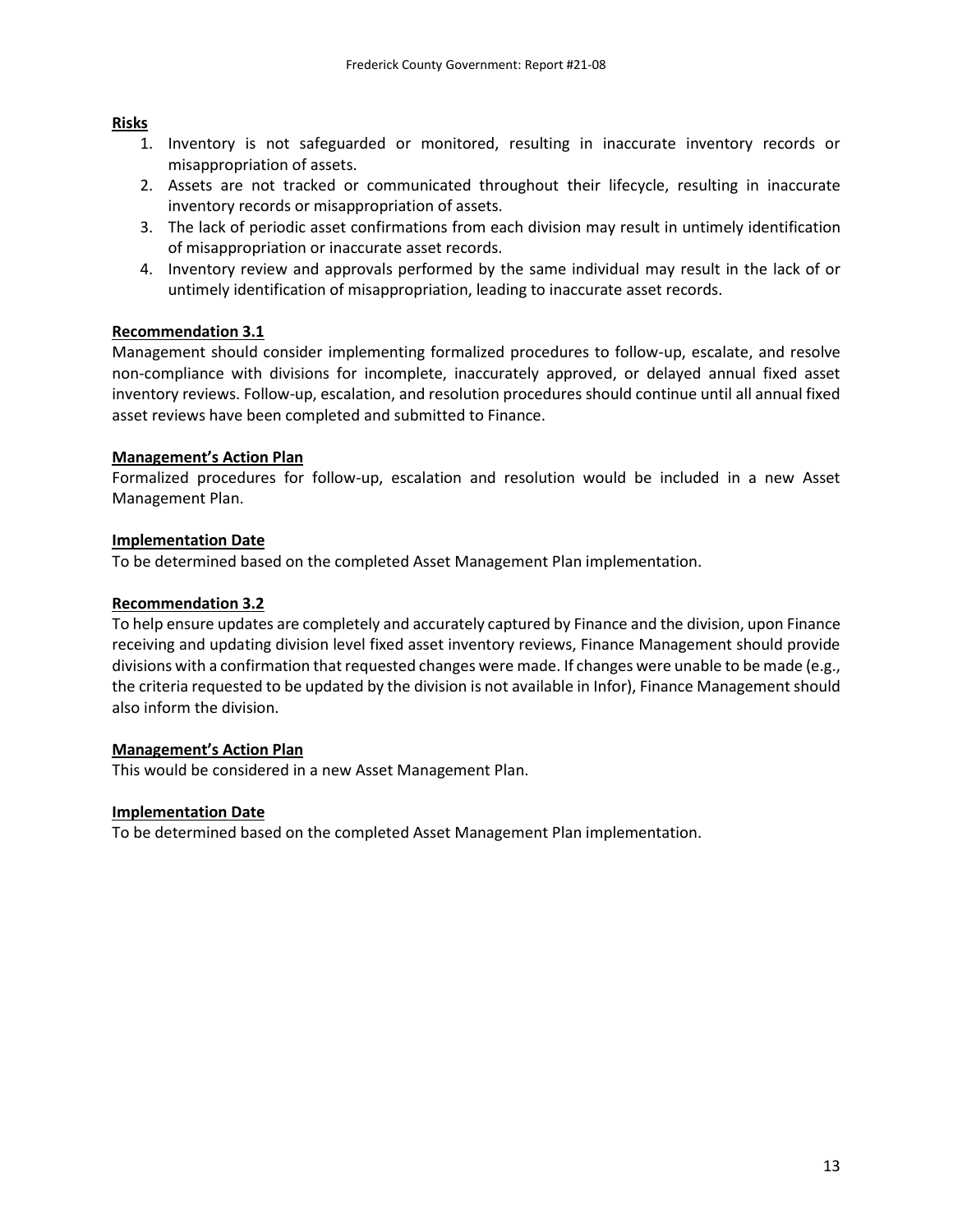**Risks**

1. Inventory is not safeguarded or monitored, resulting in inaccurate inventory records or misappropriation of assets.
2. Assets are not tracked or communicated throughout their lifecycle, resulting in inaccurate inventory records or misappropriation of assets.
3. The lack of periodic asset confirmations from each division may result in untimely identification of misappropriation or inaccurate asset records.
4. Inventory review and approvals performed by the same individual may result in the lack of or untimely identification of misappropriation, leading to inaccurate asset records.

**Recommendation 3.1**

Management should consider implementing formalized procedures to follow-up, escalate, and resolve non-compliance with divisions for incomplete, inaccurately approved, or delayed annual fixed asset inventory reviews. Follow-up, escalation, and resolution procedures should continue until all annual fixed asset reviews have been completed and submitted to Finance.

**Management's Action Plan**

Formalized procedures for follow-up, escalation and resolution would be included in a new Asset Management Plan.

**Implementation Date**

To be determined based on the completed Asset Management Plan implementation.

**Recommendation 3.2**

To help ensure updates are completely and accurately captured by Finance and the division, upon Finance receiving and updating division level fixed asset inventory reviews, Finance Management should provide divisions with a confirmation that requested changes were made. If changes were unable to be made (e.g., the criteria requested to be updated by the division is not available in Infor), Finance Management should also inform the division.

**Management's Action Plan**

This would be considered in a new Asset Management Plan.

**Implementation Date**

To be determined based on the completed Asset Management Plan implementation.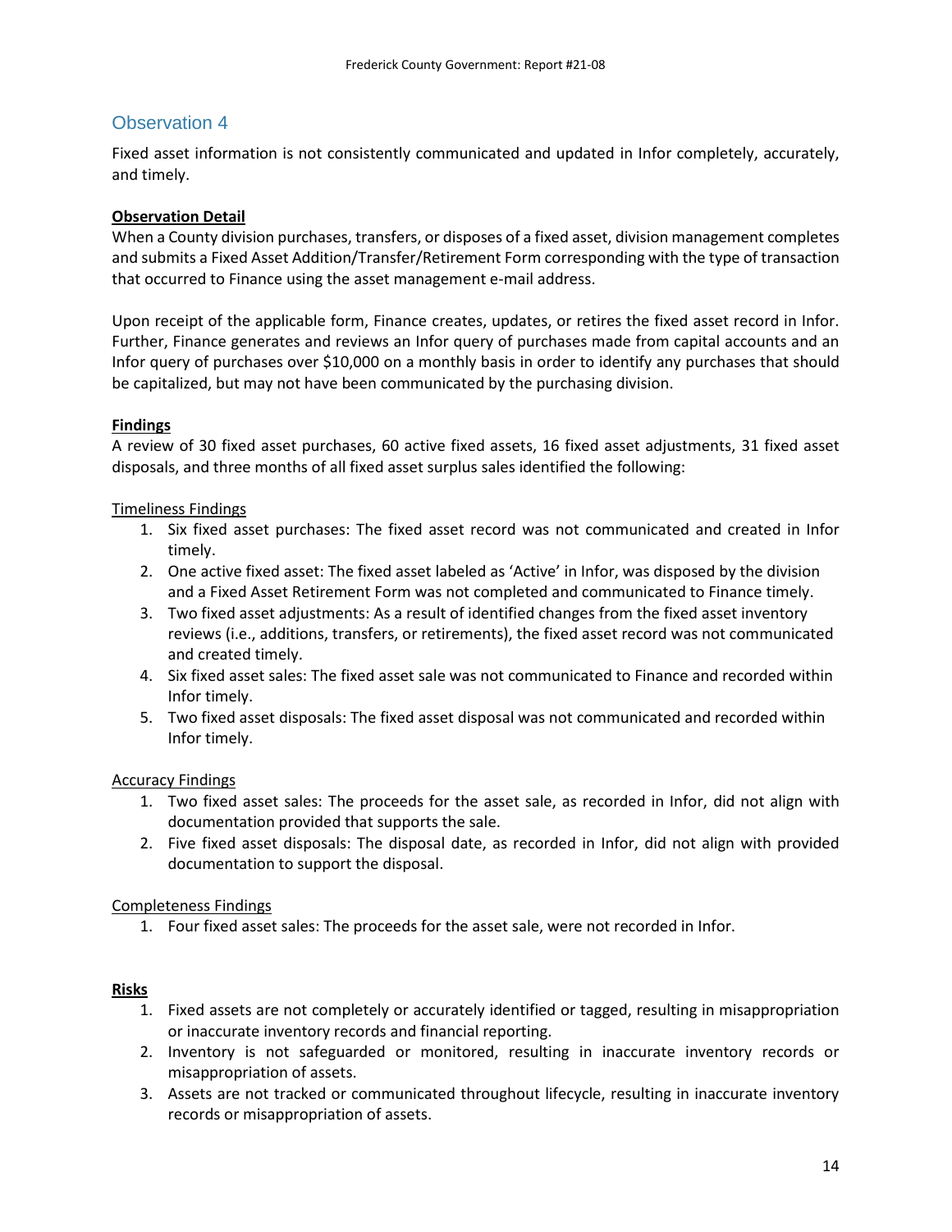## Observation 4

Fixed asset information is not consistently communicated and updated in Infor completely, accurately, and timely.

**Observation Detail**

When a County division purchases, transfers, or disposes of a fixed asset, division management completes and submits a Fixed Asset Addition/Transfer/Retirement Form corresponding with the type of transaction that occurred to Finance using the asset management e-mail address.

Upon receipt of the applicable form, Finance creates, updates, or retires the fixed asset record in Infor. Further, Finance generates and reviews an Infor query of purchases made from capital accounts and an Infor query of purchases over $10,000 on a monthly basis in order to identify any purchases that should be capitalized, but may not have been communicated by the purchasing division.

**Findings**

A review of 30 fixed asset purchases, 60 active fixed assets, 16 fixed asset adjustments, 31 fixed asset disposals, and three months of all fixed asset surplus sales identified the following:

Timeliness Findings

1. Six fixed asset purchases: The fixed asset record was not communicated and created in Infor timely.
2. One active fixed asset: The fixed asset labeled as 'Active' in Infor, was disposed by the division and a Fixed Asset Retirement Form was not completed and communicated to Finance timely.
3. Two fixed asset adjustments: As a result of identified changes from the fixed asset inventory reviews (i.e., additions, transfers, or retirements), the fixed asset record was not communicated and created timely.
4. Six fixed asset sales: The fixed asset sale was not communicated to Finance and recorded within Infor timely.
5. Two fixed asset disposals: The fixed asset disposal was not communicated and recorded within Infor timely.

Accuracy Findings

1. Two fixed asset sales: The proceeds for the asset sale, as recorded in Infor, did not align with documentation provided that supports the sale.
2. Five fixed asset disposals: The disposal date, as recorded in Infor, did not align with provided documentation to support the disposal.

Completeness Findings

1. Four fixed asset sales: The proceeds for the asset sale, were not recorded in Infor.

**Risks**

1. Fixed assets are not completely or accurately identified or tagged, resulting in misappropriation or inaccurate inventory records and financial reporting.
2. Inventory is not safeguarded or monitored, resulting in inaccurate inventory records or misappropriation of assets.
3. Assets are not tracked or communicated throughout lifecycle, resulting in inaccurate inventory records or misappropriation of assets.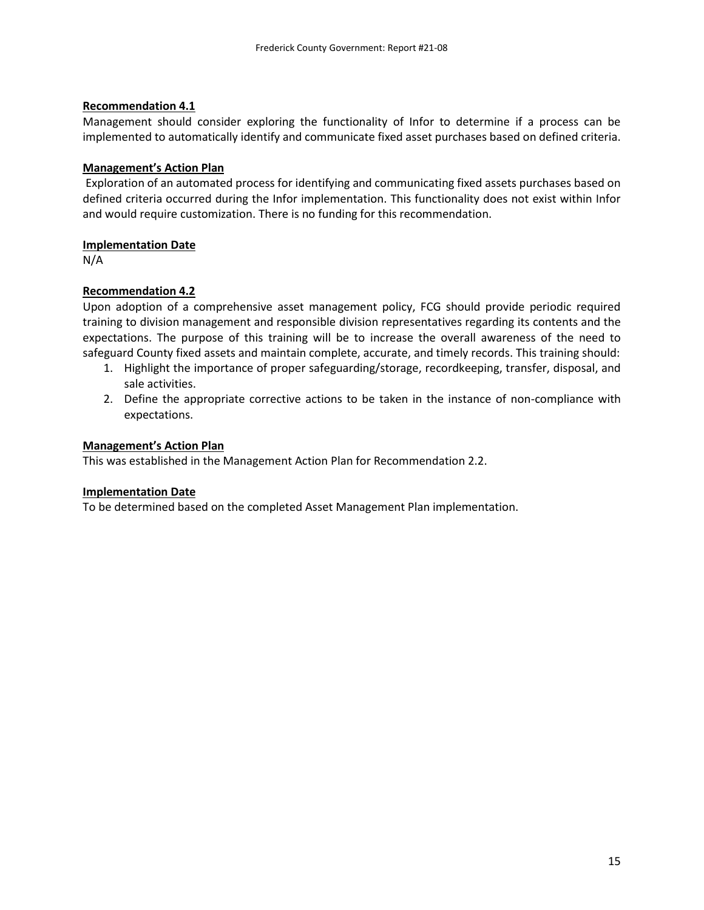**Recommendation 4.1**

Management should consider exploring the functionality of Infor to determine if a process can be implemented to automatically identify and communicate fixed asset purchases based on defined criteria.

**Management's Action Plan**

Exploration of an automated process for identifying and communicating fixed assets purchases based on defined criteria occurred during the Infor implementation. This functionality does not exist within Infor and would require customization. There is no funding for this recommendation.

**Implementation Date**

N/A

**Recommendation 4.2**

Upon adoption of a comprehensive asset management policy, FCG should provide periodic required training to division management and responsible division representatives regarding its contents and the expectations. The purpose of this training will be to increase the overall awareness of the need to safeguard County fixed assets and maintain complete, accurate, and timely records. This training should:

1. Highlight the importance of proper safeguarding/storage, recordkeeping, transfer, disposal, and sale activities.
2. Define the appropriate corrective actions to be taken in the instance of non-compliance with expectations.

**Management's Action Plan**

This was established in the Management Action Plan for Recommendation 2.2.

**Implementation Date**

To be determined based on the completed Asset Management Plan implementation.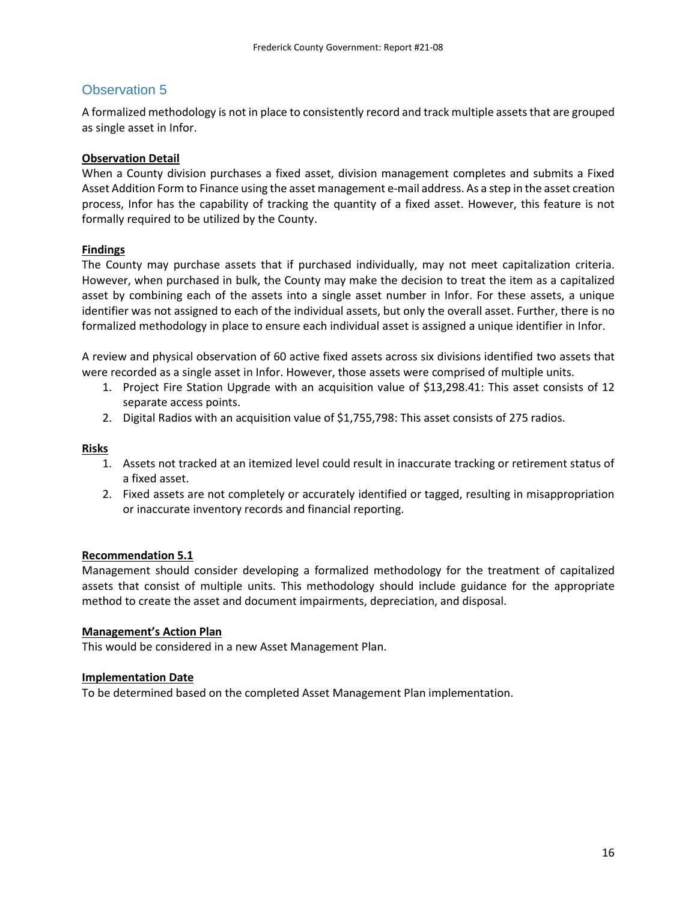## Observation 5

A formalized methodology is not in place to consistently record and track multiple assets that are grouped as single asset in Infor.

**Observation Detail**

When a County division purchases a fixed asset, division management completes and submits a Fixed Asset Addition Form to Finance using the asset management e-mail address. As a step in the asset creation process, Infor has the capability of tracking the quantity of a fixed asset. However, this feature is not formally required to be utilized by the County.

**Findings**

The County may purchase assets that if purchased individually, may not meet capitalization criteria. However, when purchased in bulk, the County may make the decision to treat the item as a capitalized asset by combining each of the assets into a single asset number in Infor. For these assets, a unique identifier was not assigned to each of the individual assets, but only the overall asset. Further, there is no formalized methodology in place to ensure each individual asset is assigned a unique identifier in Infor.

A review and physical observation of 60 active fixed assets across six divisions identified two assets that were recorded as a single asset in Infor. However, those assets were comprised of multiple units.

1. Project Fire Station Upgrade with an acquisition value of $13,298.41: This asset consists of 12 separate access points.
2. Digital Radios with an acquisition value of $1,755,798: This asset consists of 275 radios.

**Risks**

1. Assets not tracked at an itemized level could result in inaccurate tracking or retirement status of a fixed asset.
2. Fixed assets are not completely or accurately identified or tagged, resulting in misappropriation or inaccurate inventory records and financial reporting.

**Recommendation 5.1**

Management should consider developing a formalized methodology for the treatment of capitalized assets that consist of multiple units. This methodology should include guidance for the appropriate method to create the asset and document impairments, depreciation, and disposal.

**Management's Action Plan**

This would be considered in a new Asset Management Plan.

**Implementation Date**

To be determined based on the completed Asset Management Plan implementation.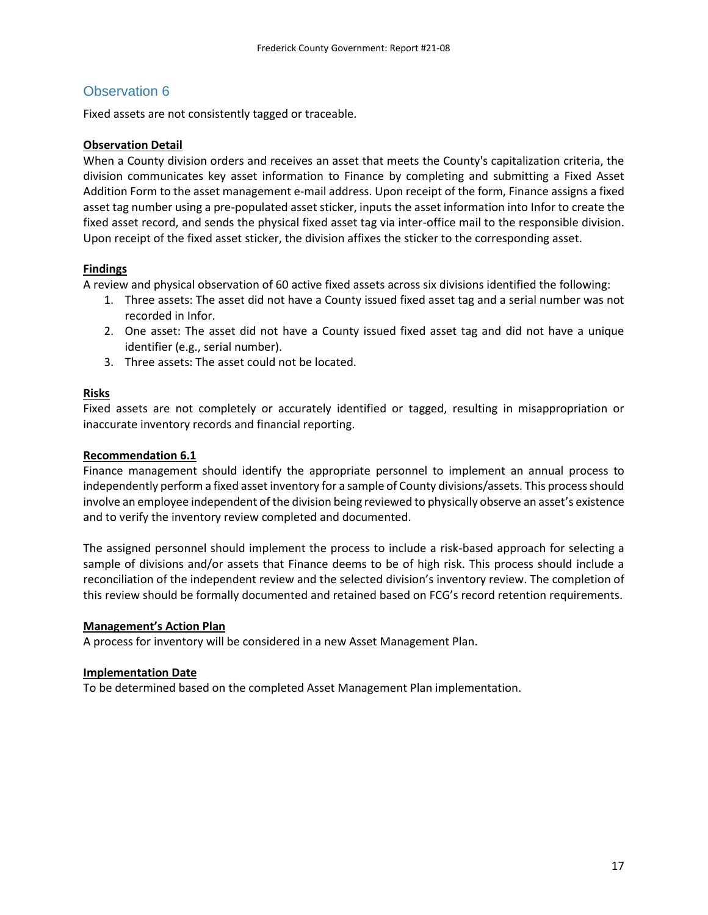## Observation 6

Fixed assets are not consistently tagged or traceable.

**Observation Detail**

When a County division orders and receives an asset that meets the County's capitalization criteria, the division communicates key asset information to Finance by completing and submitting a Fixed Asset Addition Form to the asset management e-mail address. Upon receipt of the form, Finance assigns a fixed asset tag number using a pre-populated asset sticker, inputs the asset information into Infor to create the fixed asset record, and sends the physical fixed asset tag via inter-office mail to the responsible division. Upon receipt of the fixed asset sticker, the division affixes the sticker to the corresponding asset.

**Findings**

A review and physical observation of 60 active fixed assets across six divisions identified the following:

1. Three assets: The asset did not have a County issued fixed asset tag and a serial number was not recorded in Infor.
2. One asset: The asset did not have a County issued fixed asset tag and did not have a unique identifier (e.g., serial number).
3. Three assets: The asset could not be located.

**Risks**

Fixed assets are not completely or accurately identified or tagged, resulting in misappropriation or inaccurate inventory records and financial reporting.

**Recommendation 6.1**

Finance management should identify the appropriate personnel to implement an annual process to independently perform a fixed asset inventory for a sample of County divisions/assets. This process should involve an employee independent of the division being reviewed to physically observe an asset's existence and to verify the inventory review completed and documented.

The assigned personnel should implement the process to include a risk-based approach for selecting a sample of divisions and/or assets that Finance deems to be of high risk. This process should include a reconciliation of the independent review and the selected division's inventory review. The completion of this review should be formally documented and retained based on FCG's record retention requirements.

**Management's Action Plan**

A process for inventory will be considered in a new Asset Management Plan.

**Implementation Date**

To be determined based on the completed Asset Management Plan implementation.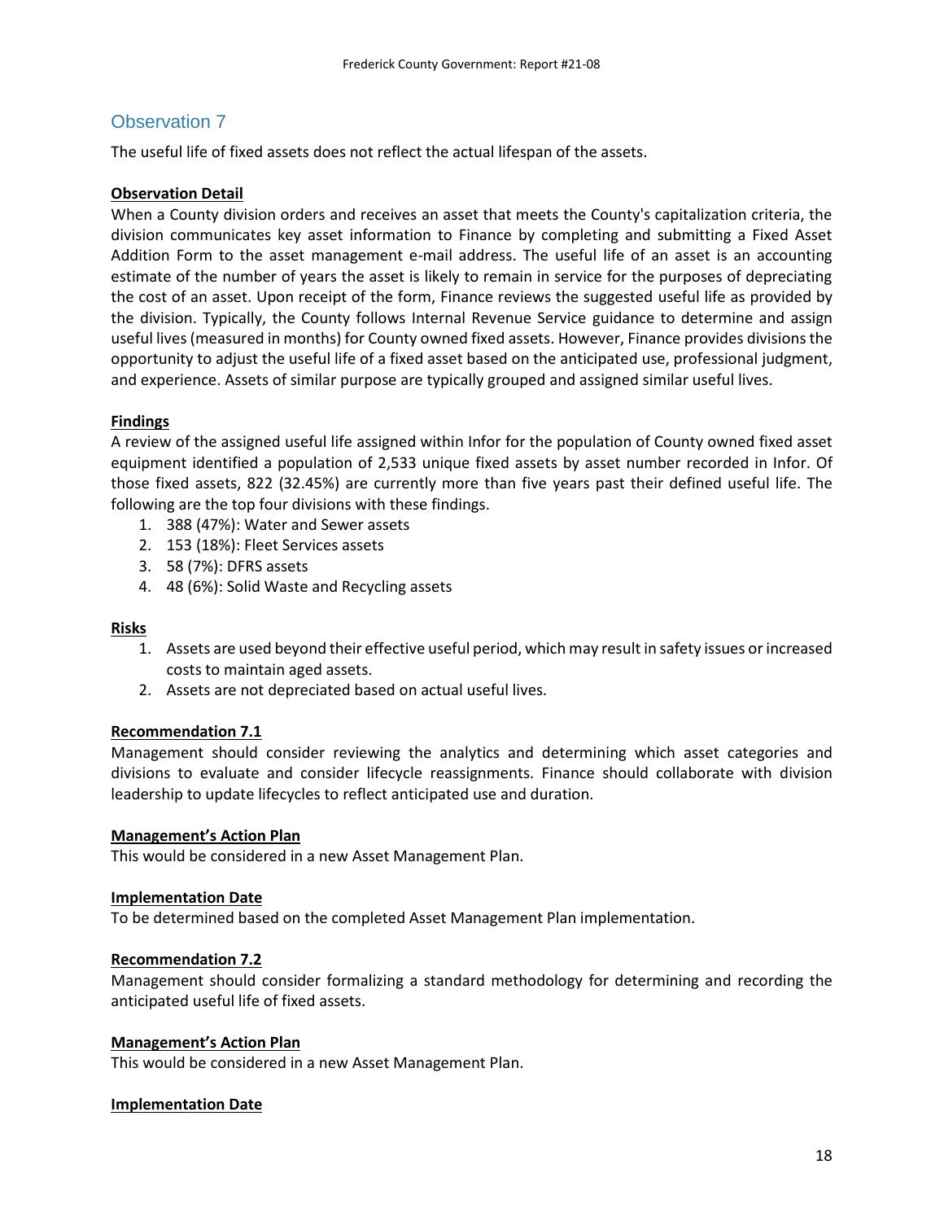## Observation 7

The useful life of fixed assets does not reflect the actual lifespan of the assets.

**Observation Detail**

When a County division orders and receives an asset that meets the County's capitalization criteria, the division communicates key asset information to Finance by completing and submitting a Fixed Asset Addition Form to the asset management e-mail address. The useful life of an asset is an accounting estimate of the number of years the asset is likely to remain in service for the purposes of depreciating the cost of an asset. Upon receipt of the form, Finance reviews the suggested useful life as provided by the division. Typically, the County follows Internal Revenue Service guidance to determine and assign useful lives (measured in months) for County owned fixed assets. However, Finance provides divisions the opportunity to adjust the useful life of a fixed asset based on the anticipated use, professional judgment, and experience. Assets of similar purpose are typically grouped and assigned similar useful lives.

**Findings**

A review of the assigned useful life assigned within Infor for the population of County owned fixed asset equipment identified a population of 2,533 unique fixed assets by asset number recorded in Infor. Of those fixed assets, 822 (32.45%) are currently more than five years past their defined useful life. The following are the top four divisions with these findings.

1. 388 (47%): Water and Sewer assets
2. 153 (18%): Fleet Services assets
3. 58 (7%): DFRS assets
4. 48 (6%): Solid Waste and Recycling assets

**Risks**

1. Assets are used beyond their effective useful period, which may result in safety issues or increased costs to maintain aged assets.
2. Assets are not depreciated based on actual useful lives.

**Recommendation 7.1**

Management should consider reviewing the analytics and determining which asset categories and divisions to evaluate and consider lifecycle reassignments. Finance should collaborate with division leadership to update lifecycles to reflect anticipated use and duration.

**Management's Action Plan**

This would be considered in a new Asset Management Plan.

**Implementation Date**

To be determined based on the completed Asset Management Plan implementation.

**Recommendation 7.2**

Management should consider formalizing a standard methodology for determining and recording the anticipated useful life of fixed assets.

**Management's Action Plan**

This would be considered in a new Asset Management Plan.

**Implementation Date**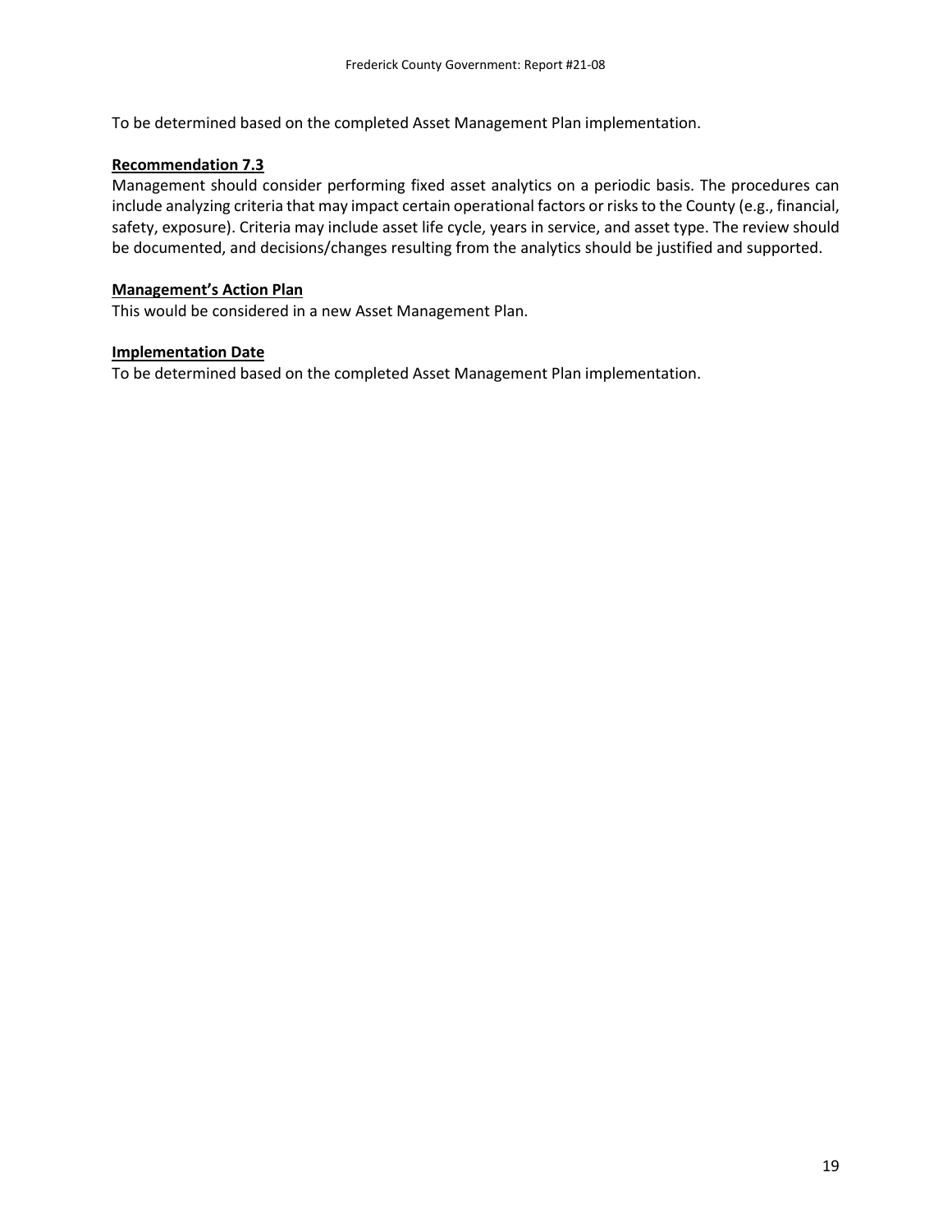To be determined based on the completed Asset Management Plan implementation.

**Recommendation 7.3**

Management should consider performing fixed asset analytics on a periodic basis. The procedures can include analyzing criteria that may impact certain operational factors or risks to the County (e.g., financial, safety, exposure). Criteria may include asset life cycle, years in service, and asset type. The review should be documented, and decisions/changes resulting from the analytics should be justified and supported.

**Management's Action Plan**

This would be considered in a new Asset Management Plan.

**Implementation Date**

To be determined based on the completed Asset Management Plan implementation.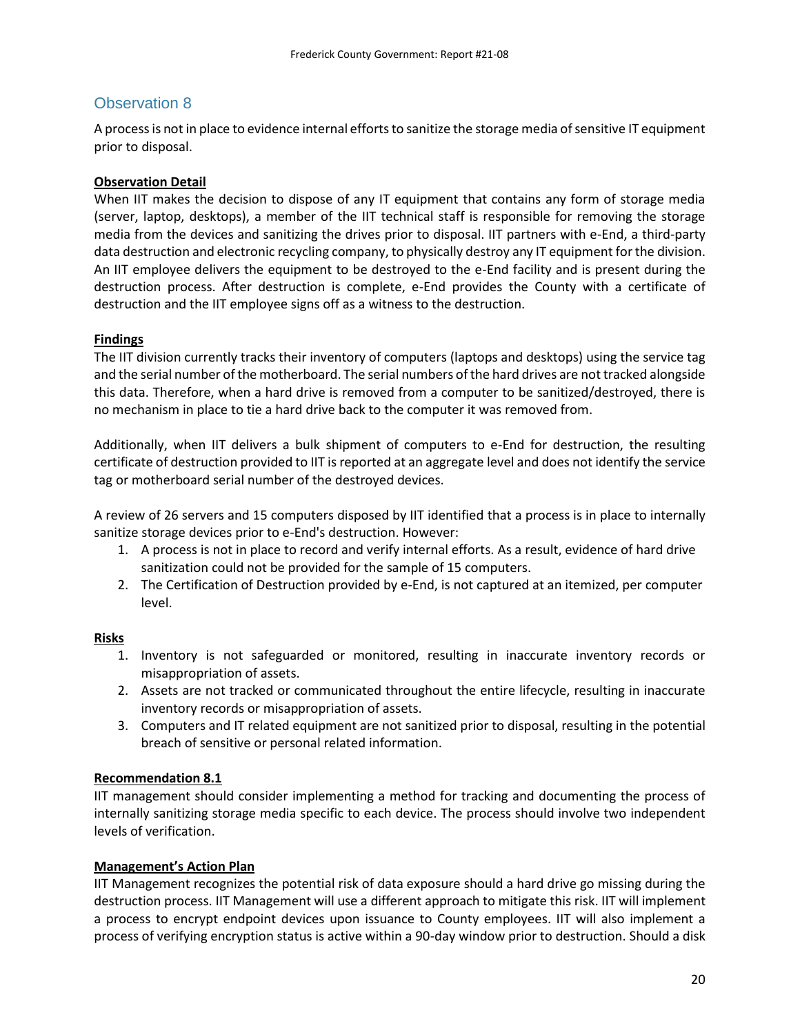## Observation 8

A process is not in place to evidence internal efforts to sanitize the storage media of sensitive IT equipment prior to disposal.

**Observation Detail**

When IIT makes the decision to dispose of any IT equipment that contains any form of storage media (server, laptop, desktops), a member of the IIT technical staff is responsible for removing the storage media from the devices and sanitizing the drives prior to disposal. IIT partners with e-End, a third-party data destruction and electronic recycling company, to physically destroy any IT equipment for the division. An IIT employee delivers the equipment to be destroyed to the e-End facility and is present during the destruction process. After destruction is complete, e-End provides the County with a certificate of destruction and the IIT employee signs off as a witness to the destruction.

**Findings**

The IIT division currently tracks their inventory of computers (laptops and desktops) using the service tag and the serial number of the motherboard. The serial numbers of the hard drives are not tracked alongside this data. Therefore, when a hard drive is removed from a computer to be sanitized/destroyed, there is no mechanism in place to tie a hard drive back to the computer it was removed from.

Additionally, when IIT delivers a bulk shipment of computers to e-End for destruction, the resulting certificate of destruction provided to IIT is reported at an aggregate level and does not identify the service tag or motherboard serial number of the destroyed devices.

A review of 26 servers and 15 computers disposed by IIT identified that a process is in place to internally sanitize storage devices prior to e-End's destruction. However:

1. A process is not in place to record and verify internal efforts. As a result, evidence of hard drive sanitization could not be provided for the sample of 15 computers.
2. The Certification of Destruction provided by e-End, is not captured at an itemized, per computer level.

**Risks**

1. Inventory is not safeguarded or monitored, resulting in inaccurate inventory records or misappropriation of assets.
2. Assets are not tracked or communicated throughout the entire lifecycle, resulting in inaccurate inventory records or misappropriation of assets.
3. Computers and IT related equipment are not sanitized prior to disposal, resulting in the potential breach of sensitive or personal related information.

**Recommendation 8.1**

IIT management should consider implementing a method for tracking and documenting the process of internally sanitizing storage media specific to each device. The process should involve two independent levels of verification.

**Management's Action Plan**

IIT Management recognizes the potential risk of data exposure should a hard drive go missing during the destruction process. IIT Management will use a different approach to mitigate this risk. IIT will implement a process to encrypt endpoint devices upon issuance to County employees. IIT will also implement a process of verifying encryption status is active within a 90-day window prior to destruction. Should a disk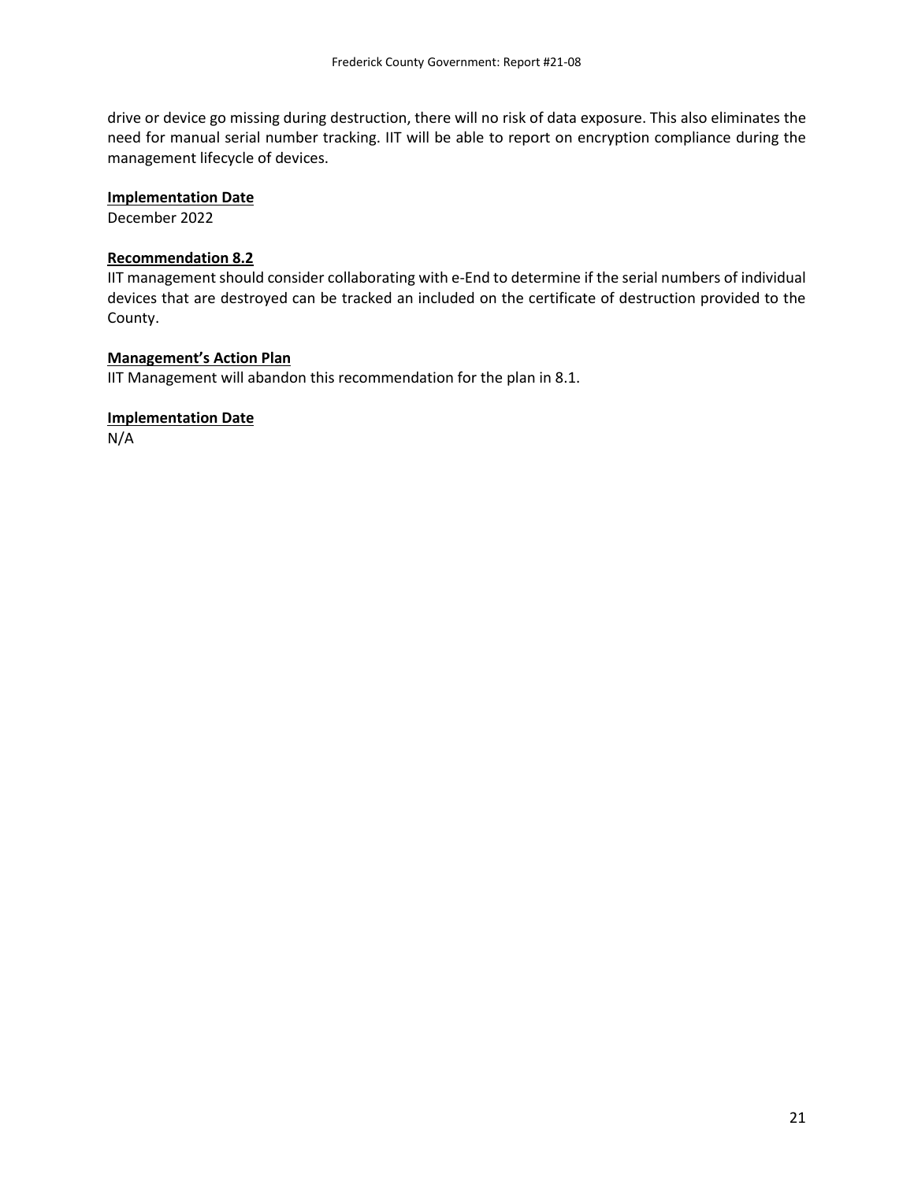drive or device go missing during destruction, there will no risk of data exposure. This also eliminates the need for manual serial number tracking. IIT will be able to report on encryption compliance during the management lifecycle of devices.

**Implementation Date**
December 2022

**Recommendation 8.2**
IIT management should consider collaborating with e-End to determine if the serial numbers of individual devices that are destroyed can be tracked an included on the certificate of destruction provided to the County.

**Management's Action Plan**
IIT Management will abandon this recommendation for the plan in 8.1.

**Implementation Date**
N/A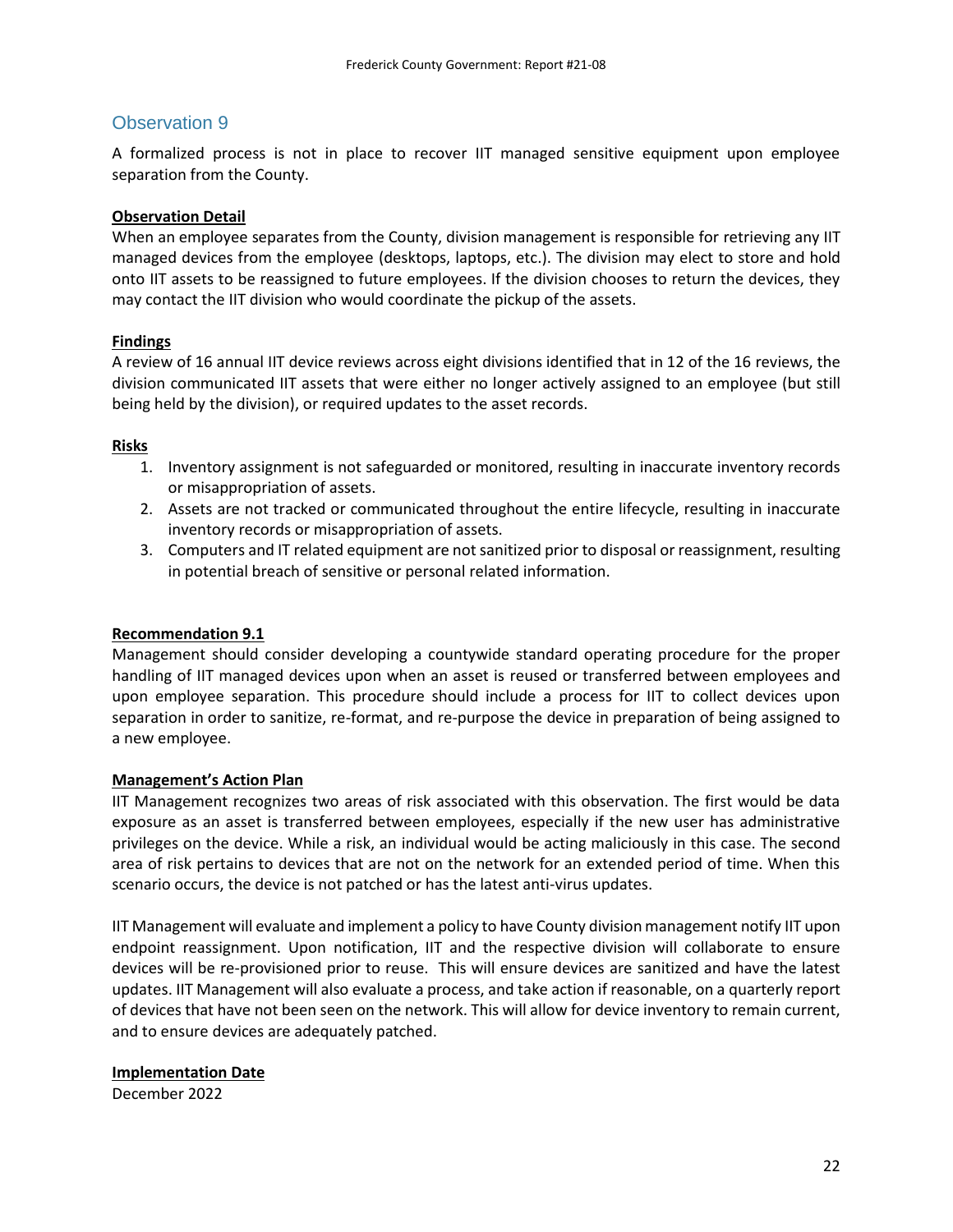## Observation 9

A formalized process is not in place to recover IIT managed sensitive equipment upon employee separation from the County.

**Observation Detail**

When an employee separates from the County, division management is responsible for retrieving any IIT managed devices from the employee (desktops, laptops, etc.). The division may elect to store and hold onto IIT assets to be reassigned to future employees. If the division chooses to return the devices, they may contact the IIT division who would coordinate the pickup of the assets.

**Findings**

A review of 16 annual IIT device reviews across eight divisions identified that in 12 of the 16 reviews, the division communicated IIT assets that were either no longer actively assigned to an employee (but still being held by the division), or required updates to the asset records.

**Risks**

1. Inventory assignment is not safeguarded or monitored, resulting in inaccurate inventory records or misappropriation of assets.
2. Assets are not tracked or communicated throughout the entire lifecycle, resulting in inaccurate inventory records or misappropriation of assets.
3. Computers and IT related equipment are not sanitized prior to disposal or reassignment, resulting in potential breach of sensitive or personal related information.

**Recommendation 9.1**

Management should consider developing a countywide standard operating procedure for the proper handling of IIT managed devices upon when an asset is reused or transferred between employees and upon employee separation. This procedure should include a process for IIT to collect devices upon separation in order to sanitize, re-format, and re-purpose the device in preparation of being assigned to a new employee.

**Management's Action Plan**

IIT Management recognizes two areas of risk associated with this observation. The first would be data exposure as an asset is transferred between employees, especially if the new user has administrative privileges on the device. While a risk, an individual would be acting maliciously in this case. The second area of risk pertains to devices that are not on the network for an extended period of time. When this scenario occurs, the device is not patched or has the latest anti-virus updates.

IIT Management will evaluate and implement a policy to have County division management notify IIT upon endpoint reassignment. Upon notification, IIT and the respective division will collaborate to ensure devices will be re-provisioned prior to reuse. This will ensure devices are sanitized and have the latest updates. IIT Management will also evaluate a process, and take action if reasonable, on a quarterly report of devices that have not been seen on the network. This will allow for device inventory to remain current, and to ensure devices are adequately patched.

**Implementation Date**

December 2022